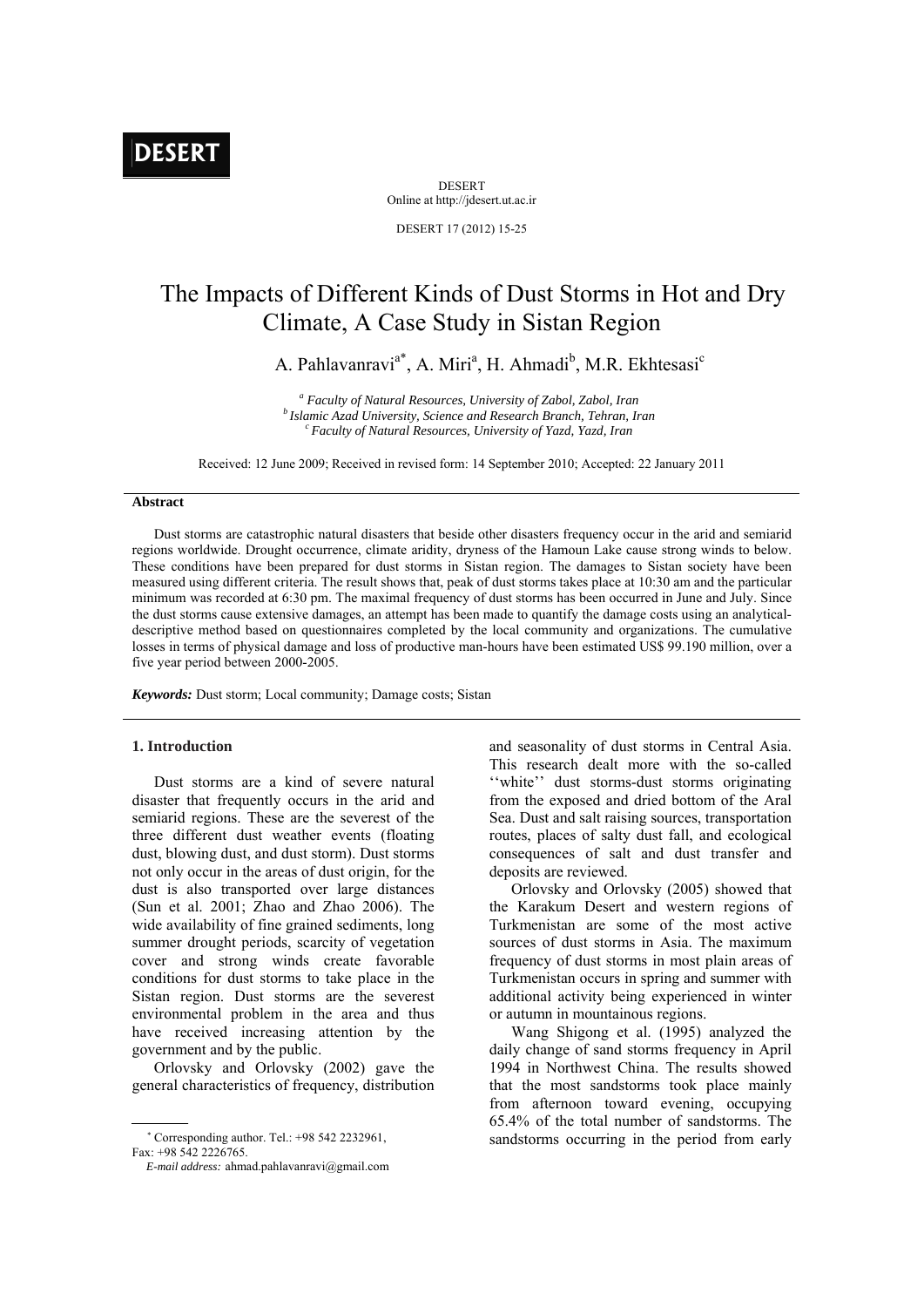DESERT

Online at http://jdesert.ut.ac.ir

DESERT 17 (2012) 15-25

# The Impacts of Different Kinds of Dust Storms in Hot and Dry Climate, A Case Study in Sistan Region

A. Pahlavanravi[a*], A. Miri[a], H. Ahmadi[b], M.R. Ekhtesasi[c]

[a] *Faculty of Natural Resources, University of Zabol, Zabol, Iran*
[b] *Islamic Azad University, Science and Research Branch, Tehran, Iran*
[c] *Faculty of Natural Resources, University of Yazd, Yazd, Iran*

Received: 12 June 2009; Received in revised form: 14 September 2010; Accepted: 22 January 2011

### Abstract

Dust storms are catastrophic natural disasters that beside other disasters frequency occur in the arid and semiarid regions worldwide. Drought occurrence, climate aridity, dryness of the Hamoun Lake cause strong winds to below. These conditions have been prepared for dust storms in Sistan region. The damages to Sistan society have been measured using different criteria. The result shows that, peak of dust storms takes place at 10:30 am and the particular minimum was recorded at 6:30 pm. The maximal frequency of dust storms has been occurred in June and July. Since the dust storms cause extensive damages, an attempt has been made to quantify the damage costs using an analytical-descriptive method based on questionnaires completed by the local community and organizations. The cumulative losses in terms of physical damage and loss of productive man-hours have been estimated US$ 99.190 million, over a five year period between 2000-2005.

***Keywords:*** Dust storm; Local community; Damage costs; Sistan

## 1. Introduction

Dust storms are a kind of severe natural disaster that frequently occurs in the arid and semiarid regions. These are the severest of the three different dust weather events (floating dust, blowing dust, and dust storm). Dust storms not only occur in the areas of dust origin, for the dust is also transported over large distances (Sun et al. 2001; Zhao and Zhao 2006). The wide availability of fine grained sediments, long summer drought periods, scarcity of vegetation cover and strong winds create favorable conditions for dust storms to take place in the Sistan region. Dust storms are the severest environmental problem in the area and thus have received increasing attention by the government and by the public.

Orlovsky and Orlovsky (2002) gave the general characteristics of frequency, distribution and seasonality of dust storms in Central Asia. This research dealt more with the so-called ''white'' dust storms-dust storms originating from the exposed and dried bottom of the Aral Sea. Dust and salt raising sources, transportation routes, places of salty dust fall, and ecological consequences of salt and dust transfer and deposits are reviewed.

Orlovsky and Orlovsky (2005) showed that the Karakum Desert and western regions of Turkmenistan are some of the most active sources of dust storms in Asia. The maximum frequency of dust storms in most plain areas of Turkmenistan occurs in spring and summer with additional activity being experienced in winter or autumn in mountainous regions.

Wang Shigong et al. (1995) analyzed the daily change of sand storms frequency in April 1994 in Northwest China. The results showed that the most sandstorms took place mainly from afternoon toward evening, occupying 65.4% of the total number of sandstorms. The sandstorms occurring in the period from early

---

[*] Corresponding author. Tel.: +98 542 2232961, Fax: +98 542 2226765.
*E-mail address:* ahmad.pahlavanravi@gmail.com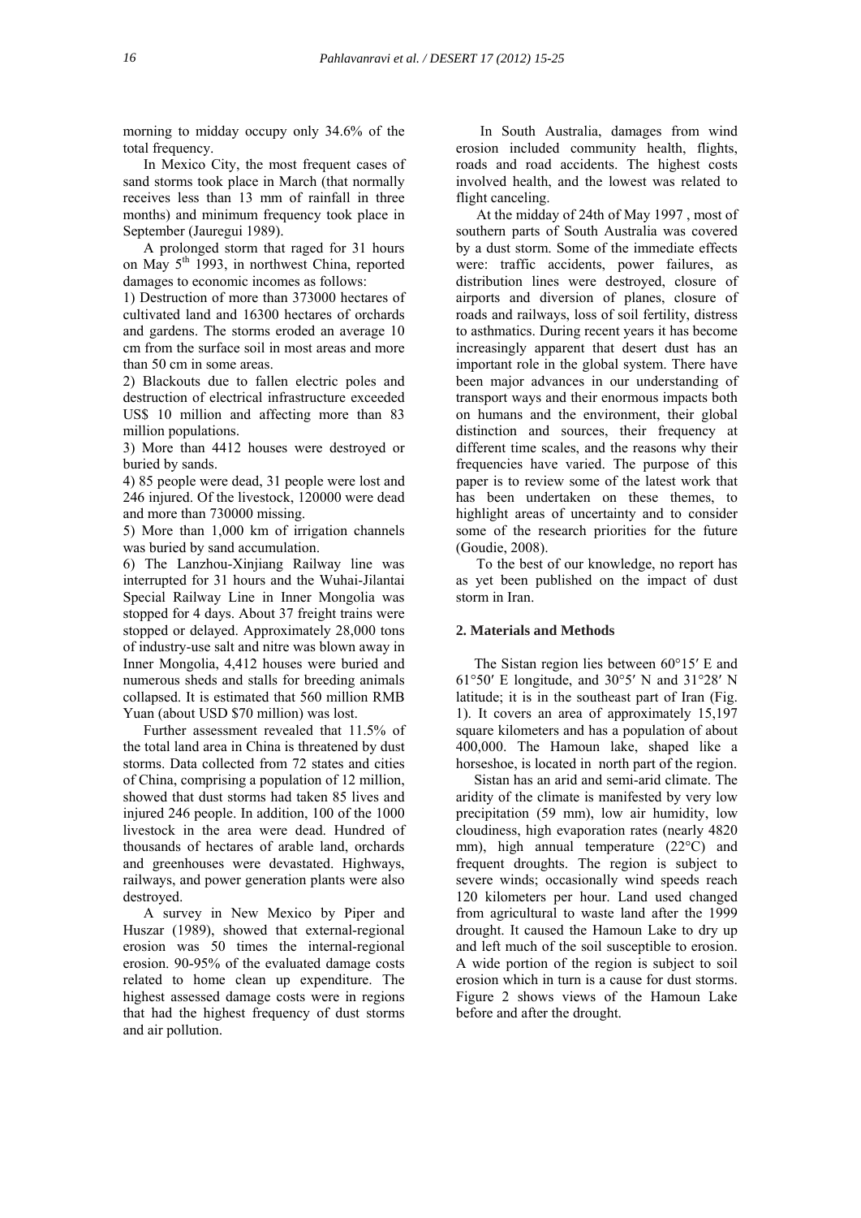morning to midday occupy only 34.6% of the total frequency.

In Mexico City, the most frequent cases of sand storms took place in March (that normally receives less than 13 mm of rainfall in three months) and minimum frequency took place in September (Jauregui 1989).

A prolonged storm that raged for 31 hours on May 5th 1993, in northwest China, reported damages to economic incomes as follows:

1) Destruction of more than 373000 hectares of cultivated land and 16300 hectares of orchards and gardens. The storms eroded an average 10 cm from the surface soil in most areas and more than 50 cm in some areas.

2) Blackouts due to fallen electric poles and destruction of electrical infrastructure exceeded US$ 10 million and affecting more than 83 million populations.

3) More than 4412 houses were destroyed or buried by sands.

4) 85 people were dead, 31 people were lost and 246 injured. Of the livestock, 120000 were dead and more than 730000 missing.

5) More than 1,000 km of irrigation channels was buried by sand accumulation.

6) The Lanzhou-Xinjiang Railway line was interrupted for 31 hours and the Wuhai-Jilantai Special Railway Line in Inner Mongolia was stopped for 4 days. About 37 freight trains were stopped or delayed. Approximately 28,000 tons of industry-use salt and nitre was blown away in Inner Mongolia, 4,412 houses were buried and numerous sheds and stalls for breeding animals collapsed. It is estimated that 560 million RMB Yuan (about USD $70 million) was lost.

Further assessment revealed that 11.5% of the total land area in China is threatened by dust storms. Data collected from 72 states and cities of China, comprising a population of 12 million, showed that dust storms had taken 85 lives and injured 246 people. In addition, 100 of the 1000 livestock in the area were dead. Hundred of thousands of hectares of arable land, orchards and greenhouses were devastated. Highways, railways, and power generation plants were also destroyed.

A survey in New Mexico by Piper and Huszar (1989), showed that external-regional erosion was 50 times the internal-regional erosion. 90-95% of the evaluated damage costs related to home clean up expenditure. The highest assessed damage costs were in regions that had the highest frequency of dust storms and air pollution.

In South Australia, damages from wind erosion included community health, flights, roads and road accidents. The highest costs involved health, and the lowest was related to flight canceling.

At the midday of 24th of May 1997 , most of southern parts of South Australia was covered by a dust storm. Some of the immediate effects were: traffic accidents, power failures, as distribution lines were destroyed, closure of airports and diversion of planes, closure of roads and railways, loss of soil fertility, distress to asthmatics. During recent years it has become increasingly apparent that desert dust has an important role in the global system. There have been major advances in our understanding of transport ways and their enormous impacts both on humans and the environment, their global distinction and sources, their frequency at different time scales, and the reasons why their frequencies have varied. The purpose of this paper is to review some of the latest work that has been undertaken on these themes, to highlight areas of uncertainty and to consider some of the research priorities for the future (Goudie, 2008).

To the best of our knowledge, no report has as yet been published on the impact of dust storm in Iran.

## 2. Materials and Methods

The Sistan region lies between 60°15′ E and 61°50′ E longitude, and 30°5′ N and 31°28′ N latitude; it is in the southeast part of Iran (Fig. 1). It covers an area of approximately 15,197 square kilometers and has a population of about 400,000. The Hamoun lake, shaped like a horseshoe, is located in north part of the region.

Sistan has an arid and semi-arid climate. The aridity of the climate is manifested by very low precipitation (59 mm), low air humidity, low cloudiness, high evaporation rates (nearly 4820 mm), high annual temperature (22°C) and frequent droughts. The region is subject to severe winds; occasionally wind speeds reach 120 kilometers per hour. Land used changed from agricultural to waste land after the 1999 drought. It caused the Hamoun Lake to dry up and left much of the soil susceptible to erosion. A wide portion of the region is subject to soil erosion which in turn is a cause for dust storms. Figure 2 shows views of the Hamoun Lake before and after the drought.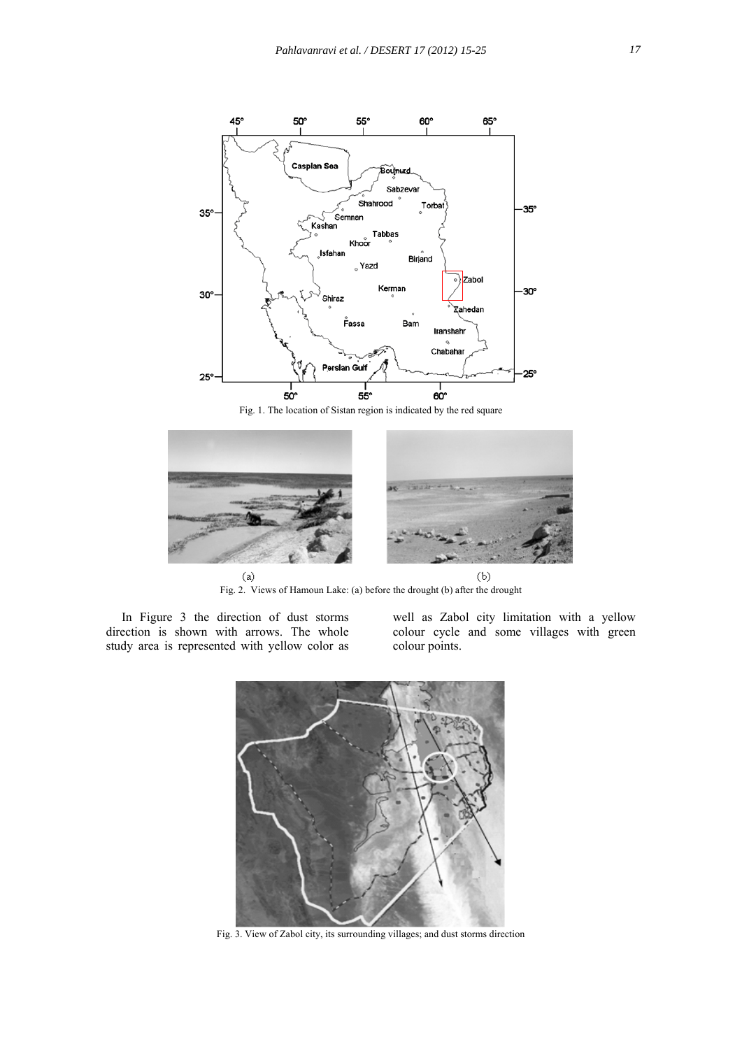Fig. 1. The location of Sistan region is indicated by the red square

(a) (b)

Fig. 2. Views of Hamoun Lake: (a) before the drought (b) after the drought

In Figure 3 the direction of dust storms direction is shown with arrows. The whole study area is represented with yellow color as well as Zabol city limitation with a yellow colour cycle and some villages with green colour points.

Fig. 3. View of Zabol city, its surrounding villages; and dust storms direction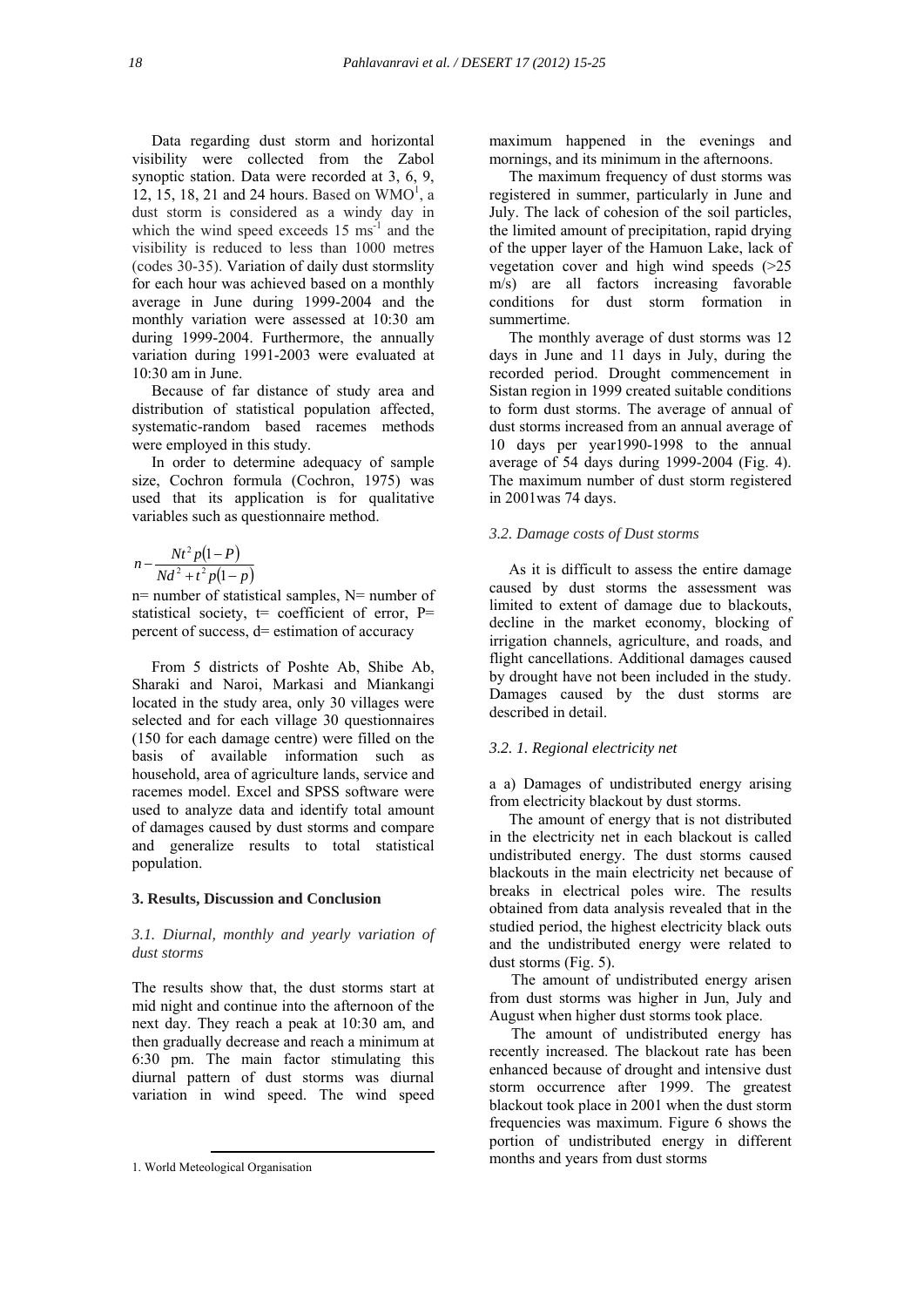Data regarding dust storm and horizontal visibility were collected from the Zabol synoptic station. Data were recorded at 3, 6, 9, 12, 15, 18, 21 and 24 hours. Based on WMO[1], a dust storm is considered as a windy day in which the wind speed exceeds 15 $ms^{-1}$ and the visibility is reduced to less than 1000 metres (codes 30-35). Variation of daily dust stormslity for each hour was achieved based on a monthly average in June during 1999-2004 and the monthly variation were assessed at 10:30 am during 1999-2004. Furthermore, the annually variation during 1991-2003 were evaluated at 10:30 am in June.

Because of far distance of study area and distribution of statistical population affected, systematic-random based racemes methods were employed in this study.

In order to determine adequacy of sample size, Cochron formula (Cochron, 1975) was used that its application is for qualitative variables such as questionnaire method.

$$n - \frac{Nt^2 p(1-P)}{Nd^2 + t^2 p(1-p)}$$

n= number of statistical samples, N= number of statistical society, t= coefficient of error, P= percent of success, d= estimation of accuracy

From 5 districts of Poshte Ab, Shibe Ab, Sharaki and Naroi, Markasi and Miankangi located in the study area, only 30 villages were selected and for each village 30 questionnaires (150 for each damage centre) were filled on the basis of available information such as household, area of agriculture lands, service and racemes model. Excel and SPSS software were used to analyze data and identify total amount of damages caused by dust storms and compare and generalize results to total statistical population.

## 3. Results, Discussion and Conclusion

### *3.1. Diurnal, monthly and yearly variation of dust storms*

The results show that, the dust storms start at mid night and continue into the afternoon of the next day. They reach a peak at 10:30 am, and then gradually decrease and reach a minimum at 6:30 pm. The main factor stimulating this diurnal pattern of dust storms was diurnal variation in wind speed. The wind speed maximum happened in the evenings and mornings, and its minimum in the afternoons.

The maximum frequency of dust storms was registered in summer, particularly in June and July. The lack of cohesion of the soil particles, the limited amount of precipitation, rapid drying of the upper layer of the Hamuon Lake, lack of vegetation cover and high wind speeds (>25 m/s) are all factors increasing favorable conditions for dust storm formation in summertime.

The monthly average of dust storms was 12 days in June and 11 days in July, during the recorded period. Drought commencement in Sistan region in 1999 created suitable conditions to form dust storms. The average of annual of dust storms increased from an annual average of 10 days per year1990-1998 to the annual average of 54 days during 1999-2004 (Fig. 4). The maximum number of dust storm registered in 2001was 74 days.

### *3.2. Damage costs of Dust storms*

As it is difficult to assess the entire damage caused by dust storms the assessment was limited to extent of damage due to blackouts, decline in the market economy, blocking of irrigation channels, agriculture, and roads, and flight cancellations. Additional damages caused by drought have not been included in the study. Damages caused by the dust storms are described in detail.

### *3.2. 1. Regional electricity net*

a a) Damages of undistributed energy arising from electricity blackout by dust storms.

The amount of energy that is not distributed in the electricity net in each blackout is called undistributed energy. The dust storms caused blackouts in the main electricity net because of breaks in electrical poles wire. The results obtained from data analysis revealed that in the studied period, the highest electricity black outs and the undistributed energy were related to dust storms (Fig. 5).

The amount of undistributed energy arisen from dust storms was higher in Jun, July and August when higher dust storms took place.

The amount of undistributed energy has recently increased. The blackout rate has been enhanced because of drought and intensive dust storm occurrence after 1999. The greatest blackout took place in 2001 when the dust storm frequencies was maximum. Figure 6 shows the portion of undistributed energy in different months and years from dust storms

1. World Meteological Organisation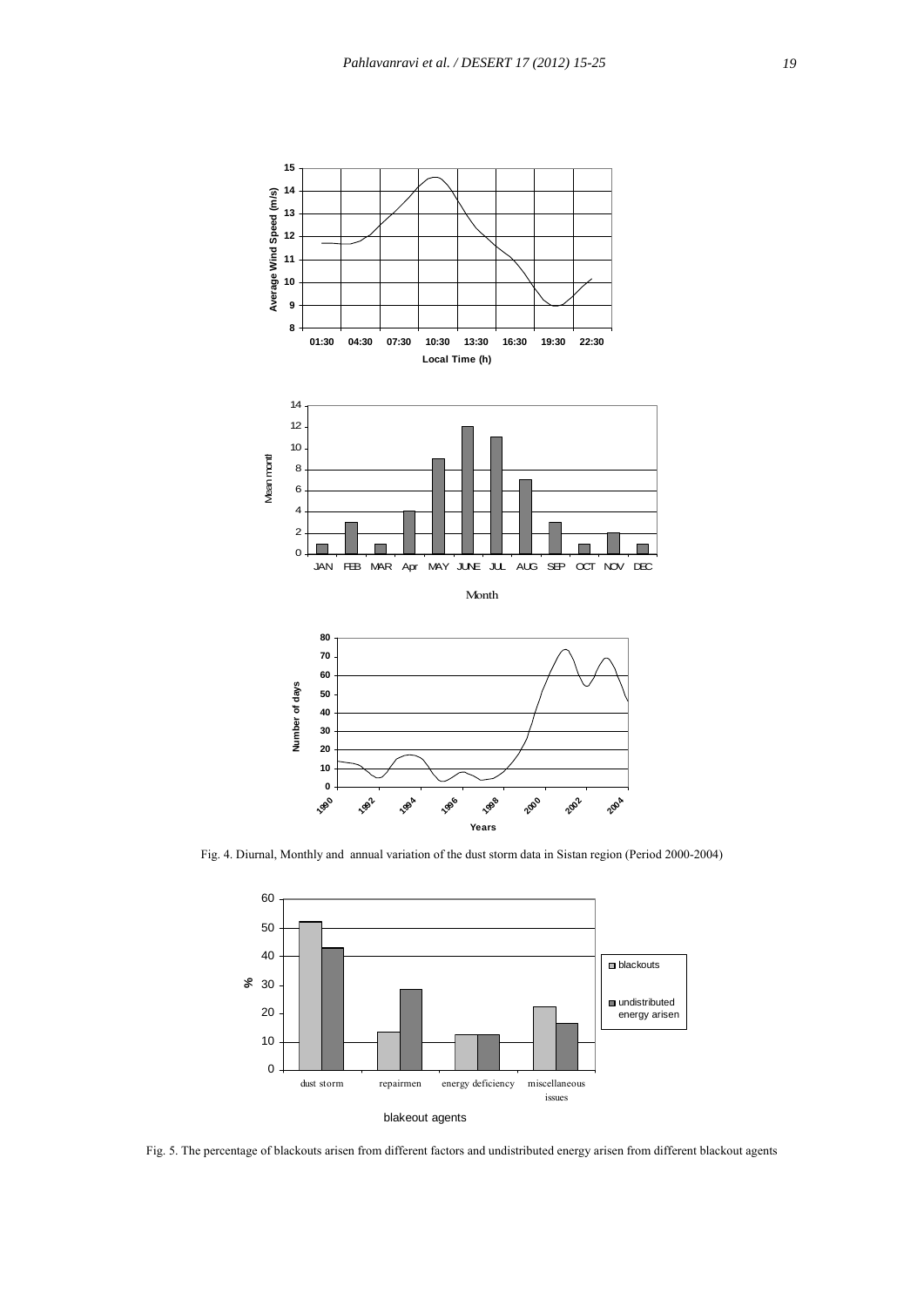Fig. 4. Diurnal, Monthly and  annual variation of the dust storm data in Sistan region (Period 2000-2004)

Fig. 5. The percentage of blackouts arisen from different factors and undistributed energy arisen from different blackout agents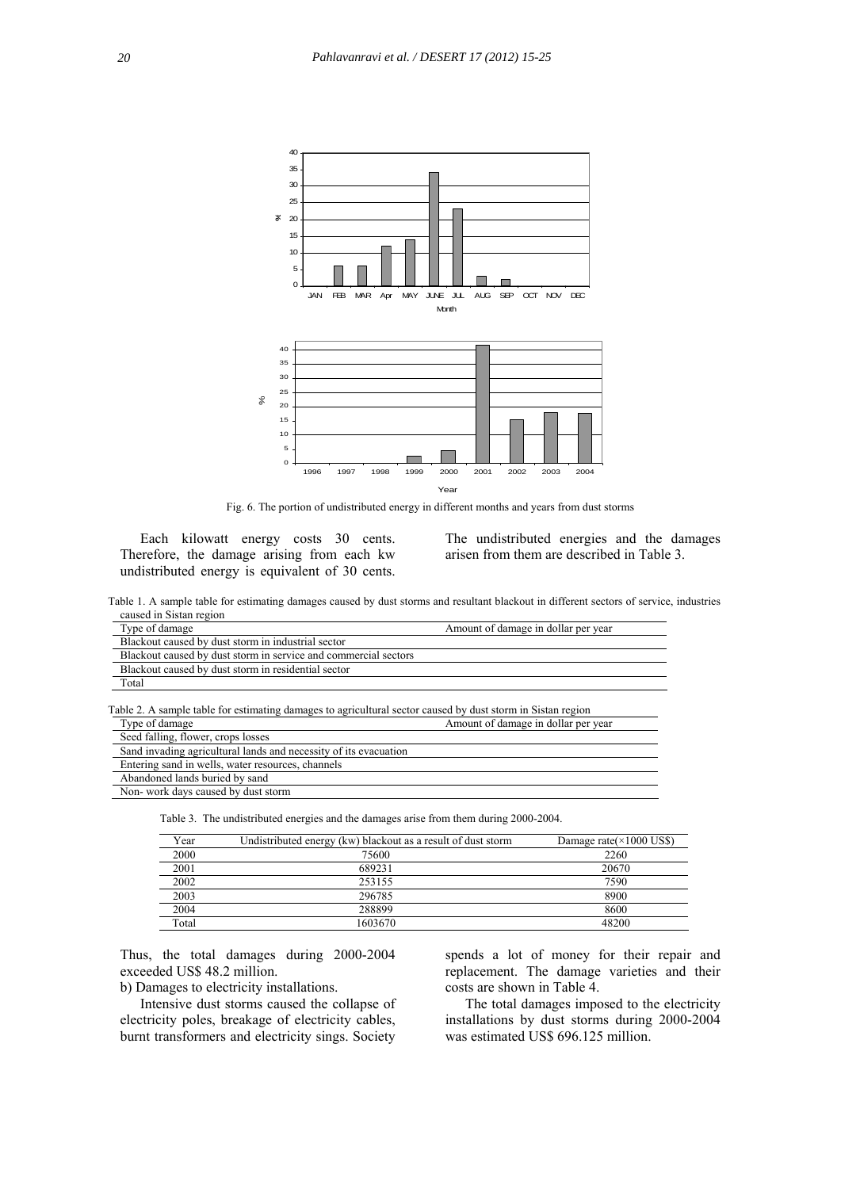Fig. 6. The portion of undistributed energy in different months and years from dust storms

Each kilowatt energy costs 30 cents. Therefore, the damage arising from each kw undistributed energy is equivalent of 30 cents. The undistributed energies and the damages arisen from them are described in Table 3.

Table 1. A sample table for estimating damages caused by dust storms and resultant blackout in different sectors of service, industries caused in Sistan region

| Type of damage | Amount of damage in dollar per year |
| --- | --- |
| Blackout caused by dust storm in industrial sector | |
| Blackout caused by dust storm in service and commercial sectors | |
| Blackout caused by dust storm in residential sector | |
| Total | |

Table 2. A sample table for estimating damages to agricultural sector caused by dust storm in Sistan region

| Type of damage | Amount of damage in dollar per year |
| --- | --- |
| Seed falling, flower, crops losses | |
| Sand invading agricultural lands and necessity of its evacuation | |
| Entering sand in wells, water resources, channels | |
| Abandoned lands buried by sand | |
| Non- work days caused by dust storm | |

Table 3. The undistributed energies and the damages arise from them during 2000-2004.

| Year | Undistributed energy (kw) blackout as a result of dust storm | Damage rate(×1000 US$) |
| --- | --- | --- |
| 2000 | 75600 | 2260 |
| 2001 | 689231 | 20670 |
| 2002 | 253155 | 7590 |
| 2003 | 296785 | 8900 |
| 2004 | 288899 | 8600 |
| Total | 1603670 | 48200 |

Thus, the total damages during 2000-2004 exceeded US$ 48.2 million.

b) Damages to electricity installations.

Intensive dust storms caused the collapse of electricity poles, breakage of electricity cables, burnt transformers and electricity sings. Society spends a lot of money for their repair and replacement. The damage varieties and their costs are shown in Table 4.

The total damages imposed to the electricity installations by dust storms during 2000-2004 was estimated US$ 696.125 million.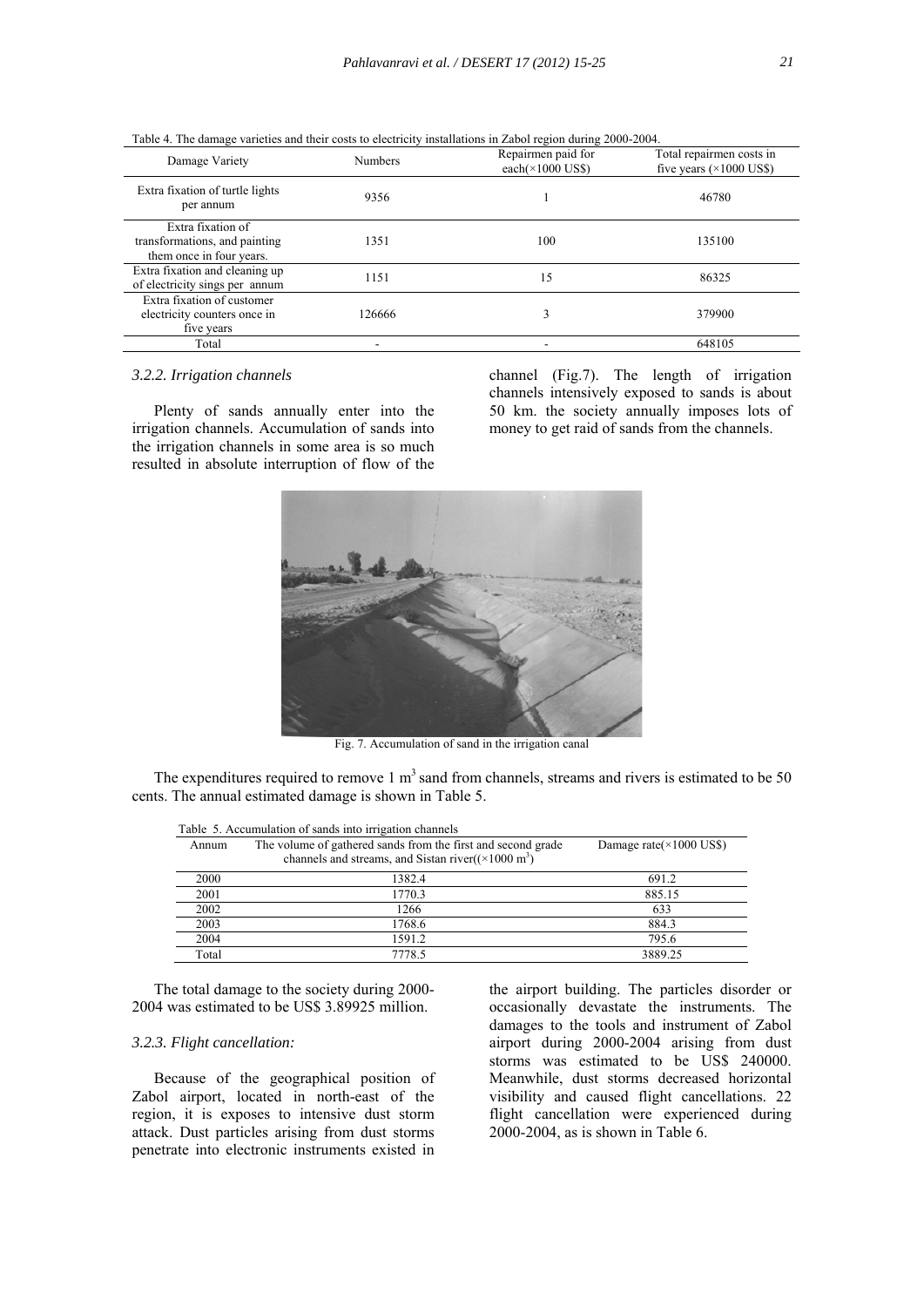Table 4. The damage varieties and their costs to electricity installations in Zabol region during 2000-2004.

| Damage Variety | Numbers | Repairmen paid for each(×1000 US$) | Total repairmen costs in five years (×1000 US$) |
|---|---|---|---|
| Extra fixation of turtle lights per annum | 9356 | 1 | 46780 |
| Extra fixation of transformations, and painting them once in four years. | 1351 | 100 | 135100 |
| Extra fixation and cleaning up of electricity sings per annum | 1151 | 15 | 86325 |
| Extra fixation of customer electricity counters once in five years | 126666 | 3 | 379900 |
| Total | - | - | 648105 |

*3.2.2. Irrigation channels*

Plenty of sands annually enter into the irrigation channels. Accumulation of sands into the irrigation channels in some area is so much resulted in absolute interruption of flow of the channel (Fig.7). The length of irrigation channels intensively exposed to sands is about 50 km. the society annually imposes lots of money to get raid of sands from the channels.

Fig. 7. Accumulation of sand in the irrigation canal

The expenditures required to remove 1 $m^3$ sand from channels, streams and rivers is estimated to be 50 cents. The annual estimated damage is shown in Table 5.

Table 5. Accumulation of sands into irrigation channels

| Annum | The volume of gathered sands from the first and second grade channels and streams, and Sistan river((×1000 $m^3$) | Damage rate(×1000 US$) |
|---|---|---|
| 2000 | 1382.4 | 691.2 |
| 2001 | 1770.3 | 885.15 |
| 2002 | 1266 | 633 |
| 2003 | 1768.6 | 884.3 |
| 2004 | 1591.2 | 795.6 |
| Total | 7778.5 | 3889.25 |

The total damage to the society during 2000-2004 was estimated to be US$ 3.89925 million.

*3.2.3. Flight cancellation:*

Because of the geographical position of Zabol airport, located in north-east of the region, it is exposes to intensive dust storm attack. Dust particles arising from dust storms penetrate into electronic instruments existed in the airport building. The particles disorder or occasionally devastate the instruments. The damages to the tools and instrument of Zabol airport during 2000-2004 arising from dust storms was estimated to be US$ 240000. Meanwhile, dust storms decreased horizontal visibility and caused flight cancellations. 22 flight cancellation were experienced during 2000-2004, as is shown in Table 6.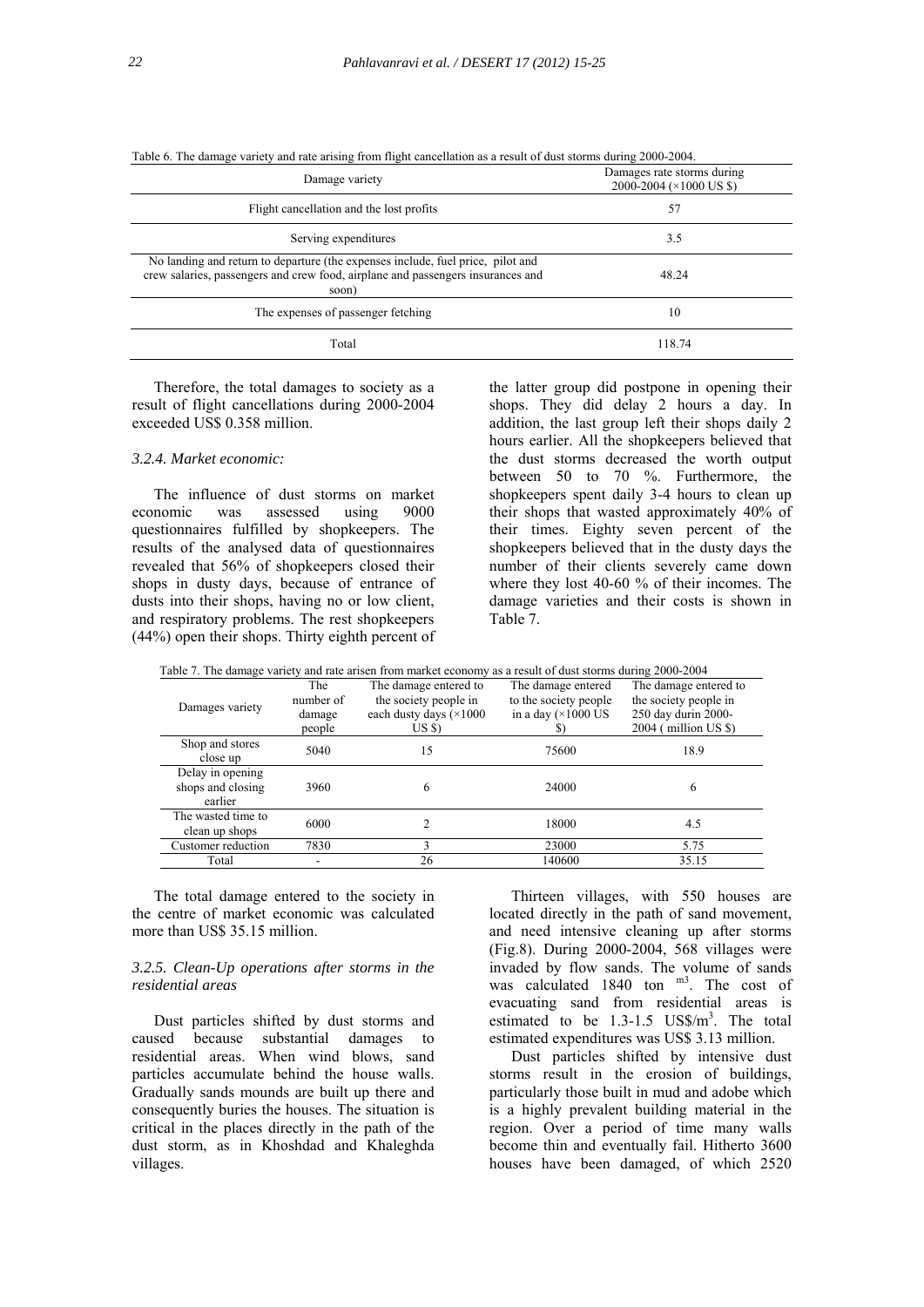Table 6. The damage variety and rate arising from flight cancellation as a result of dust storms during 2000-2004.

| Damage variety | Damages rate storms during 2000-2004 (×1000 US $) |
|---|---|
| Flight cancellation and the lost profits | 57 |
| Serving expenditures | 3.5 |
| No landing and return to departure (the expenses include, fuel price, pilot and crew salaries, passengers and crew food, airplane and passengers insurances and soon) | 48.24 |
| The expenses of passenger fetching | 10 |
| Total | 118.74 |

Therefore, the total damages to society as a result of flight cancellations during 2000-2004 exceeded US$ 0.358 million.

### *3.2.4. Market economic:*

The influence of dust storms on market economic was assessed using 9000 questionnaires fulfilled by shopkeepers. The results of the analysed data of questionnaires revealed that 56% of shopkeepers closed their shops in dusty days, because of entrance of dusts into their shops, having no or low client, and respiratory problems. The rest shopkeepers (44%) open their shops. Thirty eighth percent of the latter group did postpone in opening their shops. They did delay 2 hours a day. In addition, the last group left their shops daily 2 hours earlier. All the shopkeepers believed that the dust storms decreased the worth output between 50 to 70 %. Furthermore, the shopkeepers spent daily 3-4 hours to clean up their shops that wasted approximately 40% of their times. Eighty seven percent of the shopkeepers believed that in the dusty days the number of their clients severely came down where they lost 40-60 % of their incomes. The damage varieties and their costs is shown in Table 7.

Table 7. The damage variety and rate arisen from market economy as a result of dust storms during 2000-2004

| Damages variety | The number of damage people | The damage entered to the society people in each dusty days (×1000 US $) | The damage entered to the society people in a day (×1000 US $) | The damage entered to the society people in 250 day durin 2000-2004 ( million US $) |
|---|---|---|---|---|
| Shop and stores close up | 5040 | 15 | 75600 | 18.9 |
| Delay in opening shops and closing earlier | 3960 | 6 | 24000 | 6 |
| The wasted time to clean up shops | 6000 | 2 | 18000 | 4.5 |
| Customer reduction | 7830 | 3 | 23000 | 5.75 |
| Total | - | 26 | 140600 | 35.15 |

The total damage entered to the society in the centre of market economic was calculated more than US$ 35.15 million.

### *3.2.5. Clean-Up operations after storms in the residential areas*

Dust particles shifted by dust storms and caused because substantial damages to residential areas. When wind blows, sand particles accumulate behind the house walls. Gradually sands mounds are built up there and consequently buries the houses. The situation is critical in the places directly in the path of the dust storm, as in Khoshdad and Khaleghda villages.

Thirteen villages, with 550 houses are located directly in the path of sand movement, and need intensive cleaning up after storms (Fig.8). During 2000-2004, 568 villages were invaded by flow sands. The volume of sands was calculated 1840 ton $^{m3}$. The cost of evacuating sand from residential areas is estimated to be 1.3-1.5 US$/m$^3$. The total estimated expenditures was US$ 3.13 million.

Dust particles shifted by intensive dust storms result in the erosion of buildings, particularly those built in mud and adobe which is a highly prevalent building material in the region. Over a period of time many walls become thin and eventually fail. Hitherto 3600 houses have been damaged, of which 2520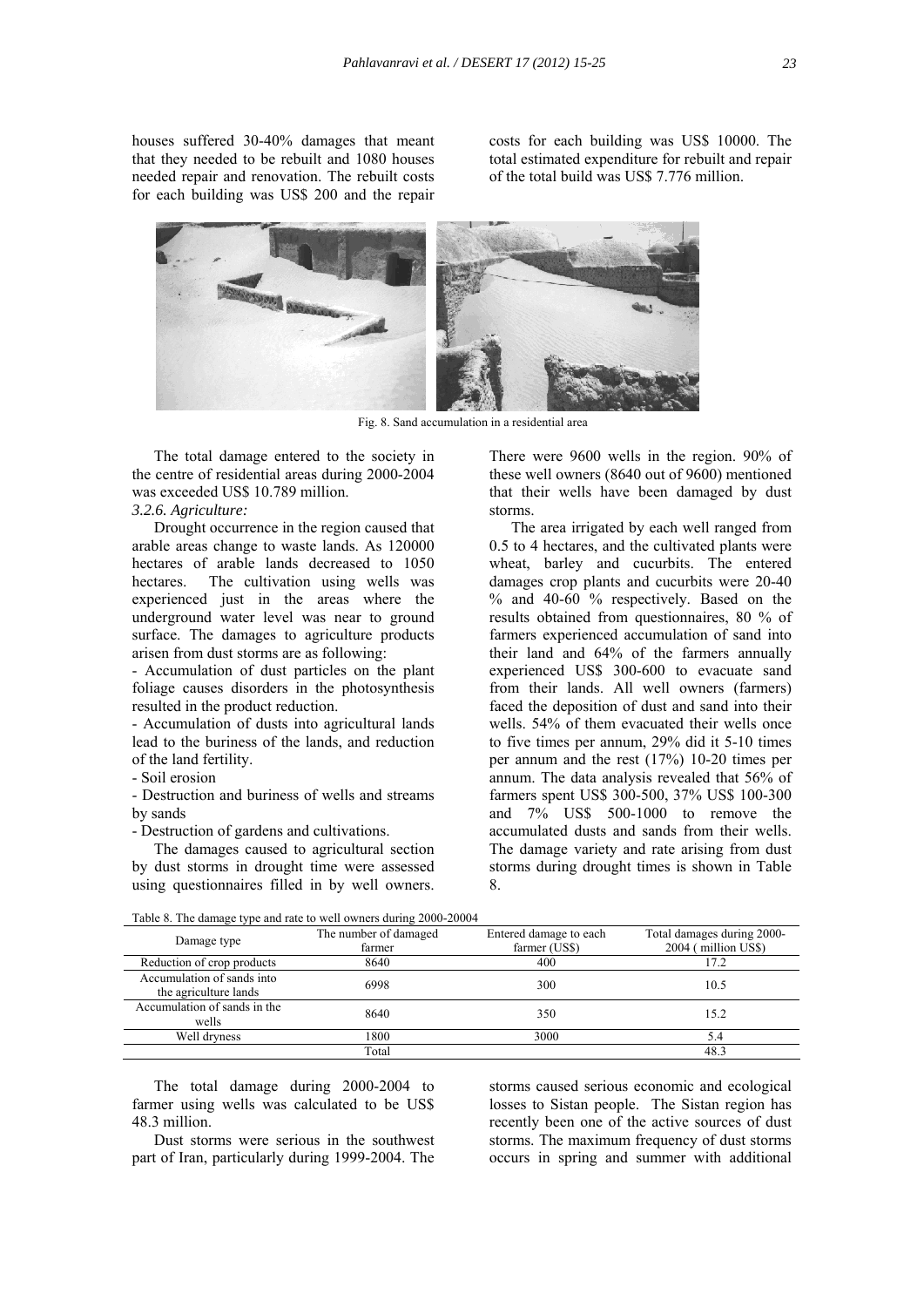houses suffered 30-40% damages that meant that they needed to be rebuilt and 1080 houses needed repair and renovation. The rebuilt costs for each building was US$ 200 and the repair costs for each building was US$ 10000. The total estimated expenditure for rebuilt and repair of the total build was US$ 7.776 million.

Fig. 8. Sand accumulation in a residential area

The total damage entered to the society in the centre of residential areas during 2000-2004 was exceeded US$ 10.789 million.

*3.2.6. Agriculture:*

Drought occurrence in the region caused that arable areas change to waste lands. As 120000 hectares of arable lands decreased to 1050 hectares. The cultivation using wells was experienced just in the areas where the underground water level was near to ground surface. The damages to agriculture products arisen from dust storms are as following:

- Accumulation of dust particles on the plant foliage causes disorders in the photosynthesis resulted in the product reduction.
- Accumulation of dusts into agricultural lands lead to the buriness of the lands, and reduction of the land fertility.
- Soil erosion
- Destruction and buriness of wells and streams by sands
- Destruction of gardens and cultivations.

The damages caused to agricultural section by dust storms in drought time were assessed using questionnaires filled in by well owners. There were 9600 wells in the region. 90% of these well owners (8640 out of 9600) mentioned that their wells have been damaged by dust storms.

The area irrigated by each well ranged from 0.5 to 4 hectares, and the cultivated plants were wheat, barley and cucurbits. The entered damages crop plants and cucurbits were 20-40 % and 40-60 % respectively. Based on the results obtained from questionnaires, 80 % of farmers experienced accumulation of sand into their land and 64% of the farmers annually experienced US$ 300-600 to evacuate sand from their lands. All well owners (farmers) faced the deposition of dust and sand into their wells. 54% of them evacuated their wells once to five times per annum, 29% did it 5-10 times per annum and the rest (17%) 10-20 times per annum. The data analysis revealed that 56% of farmers spent US$ 300-500, 37% US$ 100-300 and 7% US$ 500-1000 to remove the accumulated dusts and sands from their wells. The damage variety and rate arising from dust storms during drought times is shown in Table 8.

Table 8. The damage type and rate to well owners during 2000-20004

| Damage type | The number of damaged farmer | Entered damage to each farmer (US$) | Total damages during 2000-2004 ( million US$) |
|---|---|---|---|
| Reduction of crop products | 8640 | 400 | 17.2 |
| Accumulation of sands into the agriculture lands | 6998 | 300 | 10.5 |
| Accumulation of sands in the wells | 8640 | 350 | 15.2 |
| Well dryness | 1800 | 3000 | 5.4 |
| | Total | | 48.3 |

The total damage during 2000-2004 to farmer using wells was calculated to be US$ 48.3 million.

Dust storms were serious in the southwest part of Iran, particularly during 1999-2004. The storms caused serious economic and ecological losses to Sistan people. The Sistan region has recently been one of the active sources of dust storms. The maximum frequency of dust storms occurs in spring and summer with additional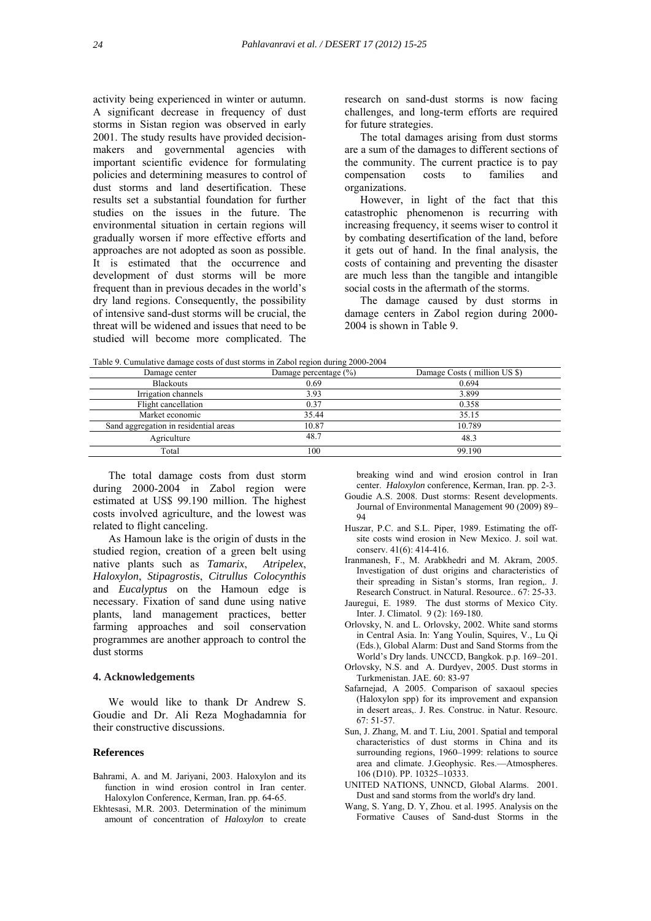activity being experienced in winter or autumn. A significant decrease in frequency of dust storms in Sistan region was observed in early 2001. The study results have provided decision-makers and governmental agencies with important scientific evidence for formulating policies and determining measures to control of dust storms and land desertification. These results set a substantial foundation for further studies on the issues in the future. The environmental situation in certain regions will gradually worsen if more effective efforts and approaches are not adopted as soon as possible. It is estimated that the occurrence and development of dust storms will be more frequent than in previous decades in the world's dry land regions. Consequently, the possibility of intensive sand-dust storms will be crucial, the threat will be widened and issues that need to be studied will become more complicated. The research on sand-dust storms is now facing challenges, and long-term efforts are required for future strategies.

The total damages arising from dust storms are a sum of the damages to different sections of the community. The current practice is to pay compensation costs to families and organizations.

However, in light of the fact that this catastrophic phenomenon is recurring with increasing frequency, it seems wiser to control it by combating desertification of the land, before it gets out of hand. In the final analysis, the costs of containing and preventing the disaster are much less than the tangible and intangible social costs in the aftermath of the storms.

The damage caused by dust storms in damage centers in Zabol region during 2000-2004 is shown in Table 9.

Table 9. Cumulative damage costs of dust storms in Zabol region during 2000-2004

| Damage center | Damage percentage (%) | Damage Costs ( million US $) |
|---|---|---|
| Blackouts | 0.69 | 0.694 |
| Irrigation channels | 3.93 | 3.899 |
| Flight cancellation | 0.37 | 0.358 |
| Market economic | 35.44 | 35.15 |
| Sand aggregation in residential areas | 10.87 | 10.789 |
| Agriculture | 48.7 | 48.3 |
| Total | 100 | 99.190 |

The total damage costs from dust storm during 2000-2004 in Zabol region were estimated at US$ 99.190 million. The highest costs involved agriculture, and the lowest was related to flight canceling.

As Hamoun lake is the origin of dusts in the studied region, creation of a green belt using native plants such as *Tamarix*, *Atripelex*, *Haloxylon*, *Stipagrostis*, *Citrullus Colocynthis* and *Eucalyptus* on the Hamoun edge is necessary. Fixation of sand dune using native plants, land management practices, better farming approaches and soil conservation programmes are another approach to control the dust storms

## 4. Acknowledgements

We would like to thank Dr Andrew S. Goudie and Dr. Ali Reza Moghadamnia for their constructive discussions.

## References

Bahrami, A. and M. Jariyani, 2003. Haloxylon and its function in wind erosion control in Iran center. Haloxylon Conference, Kerman, Iran. pp. 64-65.

Ekhtesasi, M.R. 2003. Determination of the minimum amount of concentration of *Haloxylon* to create breaking wind and wind erosion control in Iran center. *Haloxylon* conference, Kerman, Iran. pp. 2-3.

Goudie A.S. 2008. Dust storms: Resent developments. Journal of Environmental Management 90 (2009) 89–94

Huszar, P.C. and S.L. Piper, 1989. Estimating the off-site costs wind erosion in New Mexico. J. soil wat. conserv. 41(6): 414-416.

Iranmanesh, F., M. Arabkhedri and M. Akram, 2005. Investigation of dust origins and characteristics of their spreading in Sistan's storms, Iran region,. J. Research Construct. in Natural. Resource.. 67: 25-33.

Jauregui, E. 1989. The dust storms of Mexico City. Inter. J. Climatol. 9 (2): 169-180.

Orlovsky, N. and L. Orlovsky, 2002. White sand storms in Central Asia. In: Yang Youlin, Squires, V., Lu Qi (Eds.), Global Alarm: Dust and Sand Storms from the World's Dry lands. UNCCD, Bangkok. p.p. 169–201.

Orlovsky, N.S. and A. Durdyev, 2005. Dust storms in Turkmenistan. JAE. 60: 83-97

Safarnejad, A 2005. Comparison of saxaoul species (Haloxylon spp) for its improvement and expansion in desert areas,. J. Res. Construc. in Natur. Resourc. 67: 51-57.

Sun, J. Zhang, M. and T. Liu, 2001. Spatial and temporal characteristics of dust storms in China and its surrounding regions, 1960–1999: relations to source area and climate. J.Geophysic. Res.—Atmospheres. 106 (D10). PP. 10325–10333.

UNITED NATIONS, UNNCD, Global Alarms. 2001. Dust and sand storms from the world's dry land.

Wang, S. Yang, D. Y, Zhou. et al. 1995. Analysis on the Formative Causes of Sand-dust Storms in the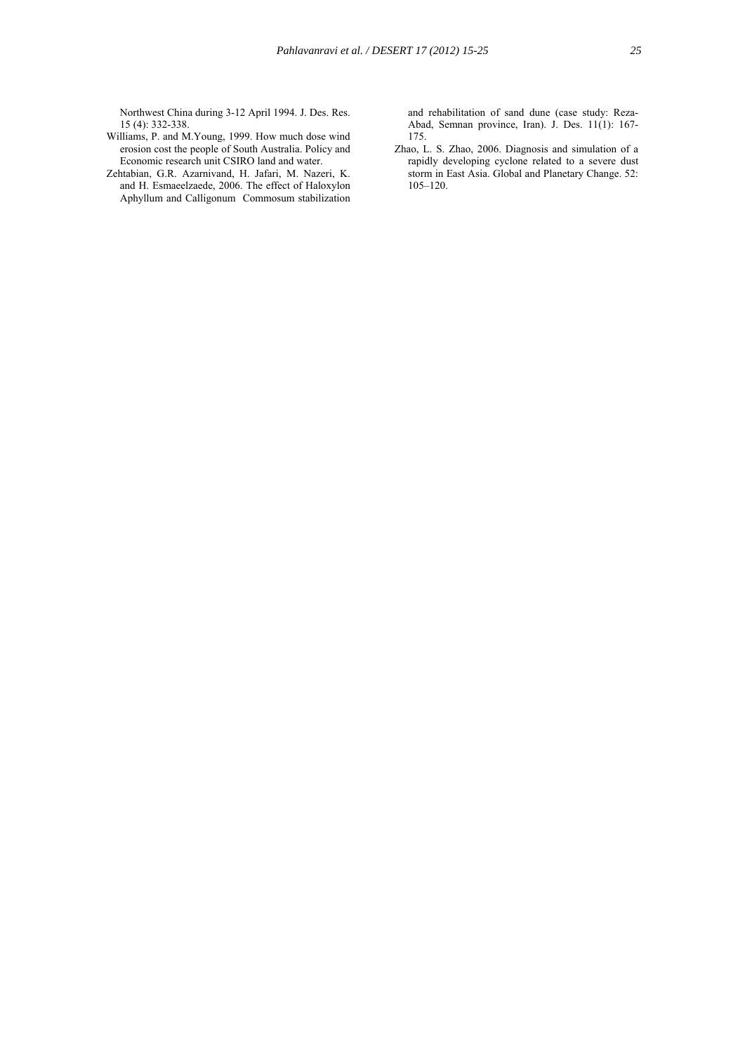Northwest China during 3-12 April 1994. J. Des. Res. 15 (4): 332-338.

Williams, P. and M.Young, 1999. How much dose wind erosion cost the people of South Australia. Policy and Economic research unit CSIRO land and water.

Zehtabian, G.R. Azarnivand, H. Jafari, M. Nazeri, K. and H. Esmaeelzaede, 2006. The effect of Haloxylon Aphyllum and Calligonum Commosum stabilization and rehabilitation of sand dune (case study: Reza-Abad, Semnan province, Iran). J. Des. 11(1): 167-175.

Zhao, L. S. Zhao, 2006. Diagnosis and simulation of a rapidly developing cyclone related to a severe dust storm in East Asia. Global and Planetary Change. 52: 105–120.